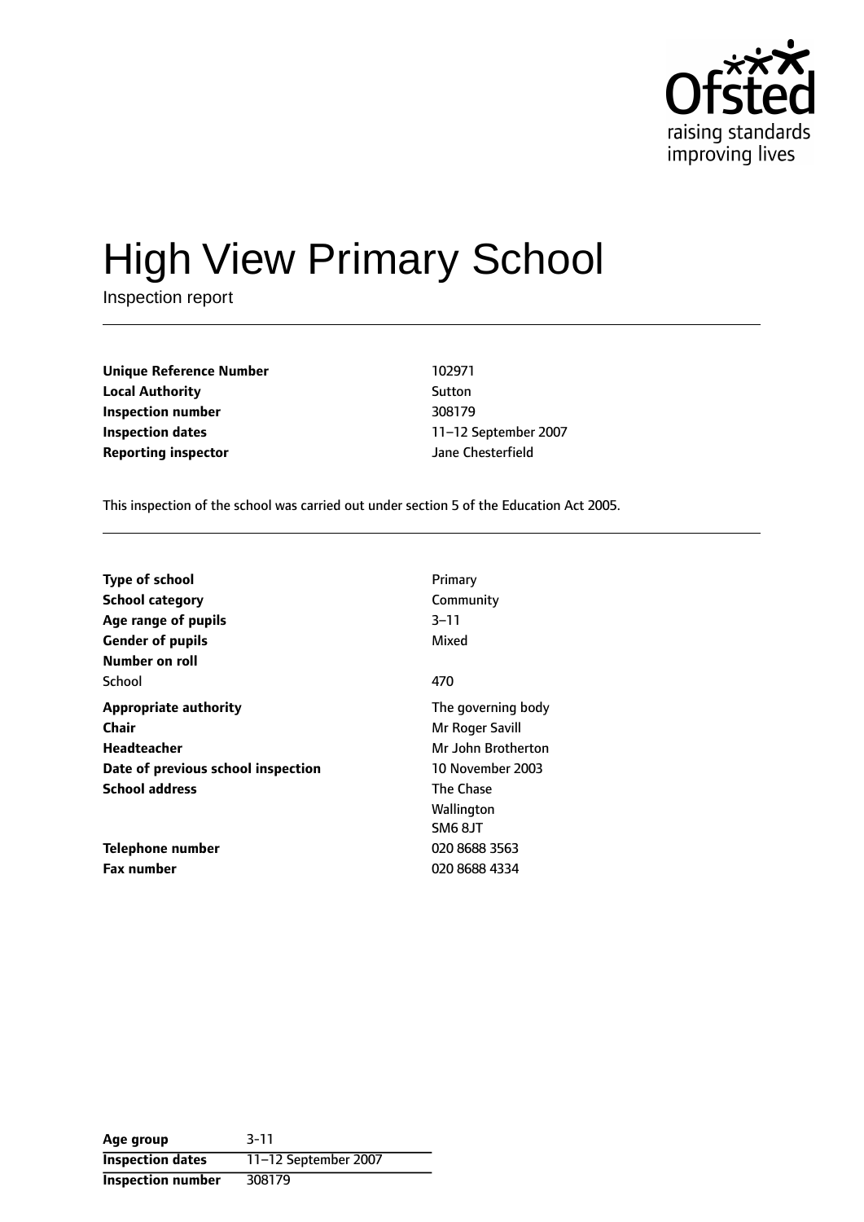# High View Primary School

Inspection report

| | |
|---|---|
| **Unique Reference Number** | 102971 |
| **Local Authority** | Sutton |
| **Inspection number** | 308179 |
| **Inspection dates** | 11–12 September 2007 |
| **Reporting inspector** | Jane Chesterfield |

This inspection of the school was carried out under section 5 of the Education Act 2005.

| | |
|---|---|
| **Type of school** | Primary |
| **School category** | Community |
| **Age range of pupils** | 3–11 |
| **Gender of pupils** | Mixed |
| **Number on roll** | |
| School | 470 |
| **Appropriate authority** | The governing body |
| **Chair** | Mr Roger Savill |
| **Headteacher** | Mr John Brotherton |
| **Date of previous school inspection** | 10 November 2003 |
| **School address** | The Chase<br>Wallington<br>SM6 8JT |
| **Telephone number** | 020 8688 3563 |
| **Fax number** | 020 8688 4334 |

| | |
|---|---|
| **Age group** | 3-11 |
| **Inspection dates** | 11–12 September 2007 |
| **Inspection number** | 308179 |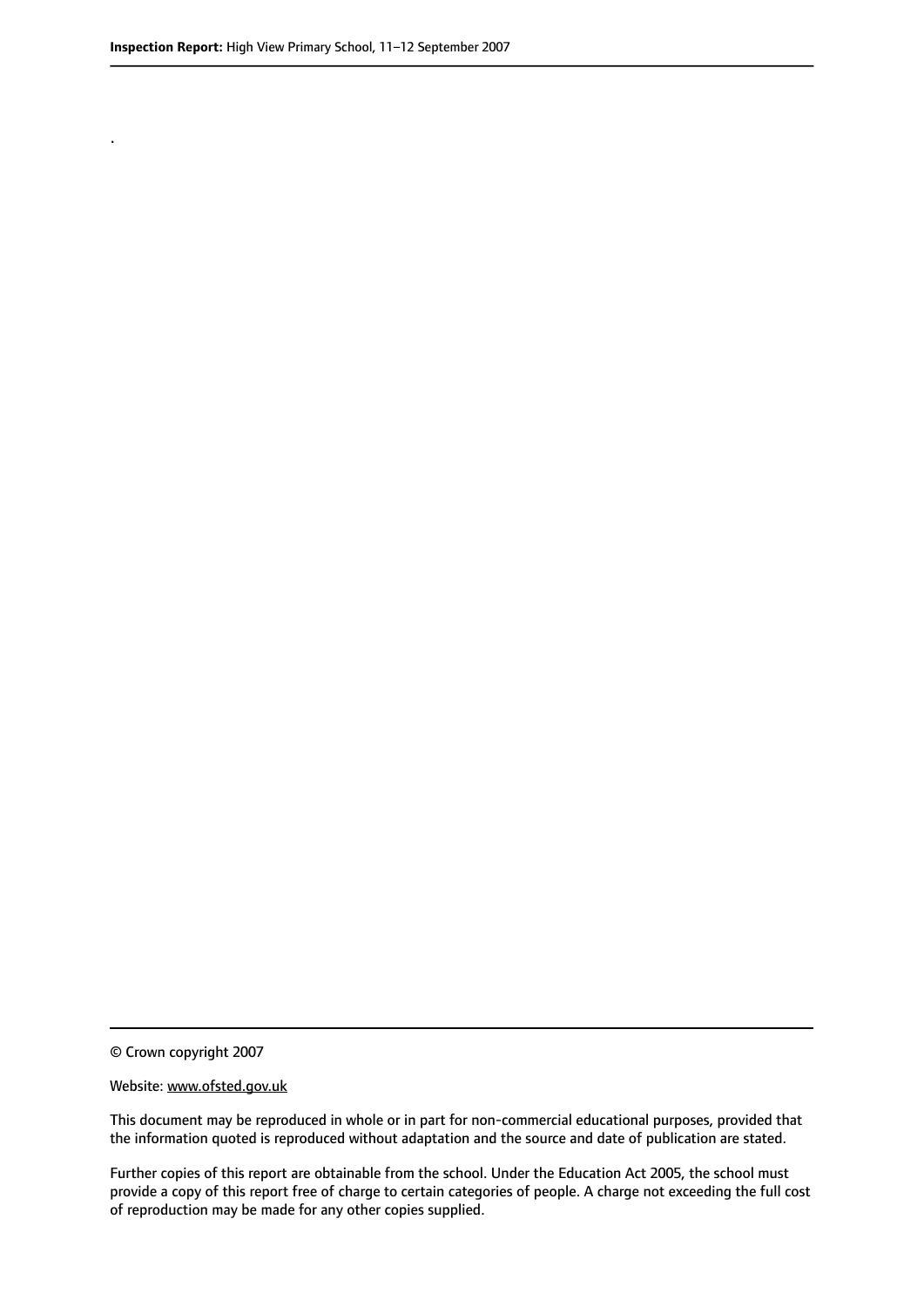.

© Crown copyright 2007

Website: www.ofsted.gov.uk

This document may be reproduced in whole or in part for non-commercial educational purposes, provided that the information quoted is reproduced without adaptation and the source and date of publication are stated.

Further copies of this report are obtainable from the school. Under the Education Act 2005, the school must provide a copy of this report free of charge to certain categories of people. A charge not exceeding the full cost of reproduction may be made for any other copies supplied.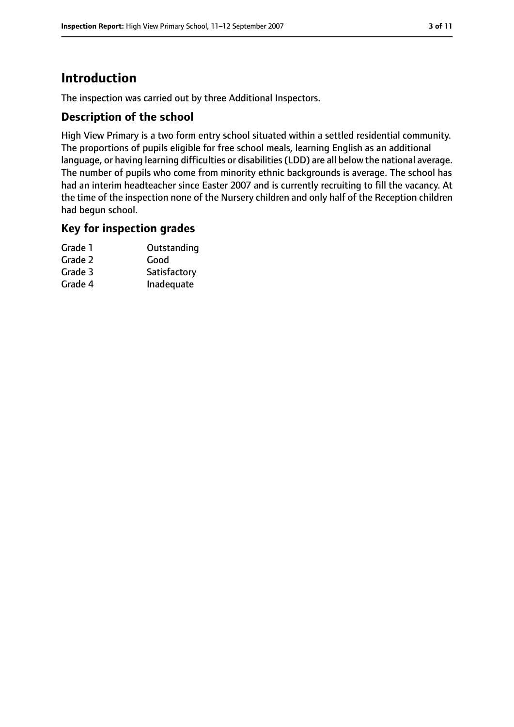# Introduction

The inspection was carried out by three Additional Inspectors.

## Description of the school

High View Primary is a two form entry school situated within a settled residential community. The proportions of pupils eligible for free school meals, learning English as an additional language, or having learning difficulties or disabilities (LDD) are all below the national average. The number of pupils who come from minority ethnic backgrounds is average. The school has had an interim headteacher since Easter 2007 and is currently recruiting to fill the vacancy. At the time of the inspection none of the Nursery children and only half of the Reception children had begun school.

## Key for inspection grades

| | |
|---|---|
| Grade 1 | Outstanding |
| Grade 2 | Good |
| Grade 3 | Satisfactory |
| Grade 4 | Inadequate |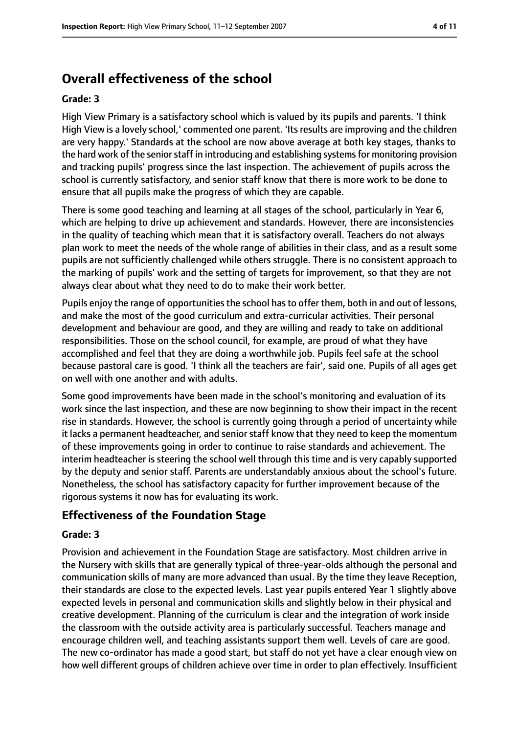## Overall effectiveness of the school

**Grade: 3**

High View Primary is a satisfactory school which is valued by its pupils and parents. 'I think High View is a lovely school,' commented one parent. 'Its results are improving and the children are very happy.' Standards at the school are now above average at both key stages, thanks to the hard work of the senior staff in introducing and establishing systems for monitoring provision and tracking pupils' progress since the last inspection. The achievement of pupils across the school is currently satisfactory, and senior staff know that there is more work to be done to ensure that all pupils make the progress of which they are capable.

There is some good teaching and learning at all stages of the school, particularly in Year 6, which are helping to drive up achievement and standards. However, there are inconsistencies in the quality of teaching which mean that it is satisfactory overall. Teachers do not always plan work to meet the needs of the whole range of abilities in their class, and as a result some pupils are not sufficiently challenged while others struggle. There is no consistent approach to the marking of pupils' work and the setting of targets for improvement, so that they are not always clear about what they need to do to make their work better.

Pupils enjoy the range of opportunities the school has to offer them, both in and out of lessons, and make the most of the good curriculum and extra-curricular activities. Their personal development and behaviour are good, and they are willing and ready to take on additional responsibilities. Those on the school council, for example, are proud of what they have accomplished and feel that they are doing a worthwhile job. Pupils feel safe at the school because pastoral care is good. 'I think all the teachers are fair', said one. Pupils of all ages get on well with one another and with adults.

Some good improvements have been made in the school's monitoring and evaluation of its work since the last inspection, and these are now beginning to show their impact in the recent rise in standards. However, the school is currently going through a period of uncertainty while it lacks a permanent headteacher, and senior staff know that they need to keep the momentum of these improvements going in order to continue to raise standards and achievement. The interim headteacher is steering the school well through this time and is very capably supported by the deputy and senior staff. Parents are understandably anxious about the school's future. Nonetheless, the school has satisfactory capacity for further improvement because of the rigorous systems it now has for evaluating its work.

## Effectiveness of the Foundation Stage

**Grade: 3**

Provision and achievement in the Foundation Stage are satisfactory. Most children arrive in the Nursery with skills that are generally typical of three-year-olds although the personal and communication skills of many are more advanced than usual. By the time they leave Reception, their standards are close to the expected levels. Last year pupils entered Year 1 slightly above expected levels in personal and communication skills and slightly below in their physical and creative development. Planning of the curriculum is clear and the integration of work inside the classroom with the outside activity area is particularly successful. Teachers manage and encourage children well, and teaching assistants support them well. Levels of care are good. The new co-ordinator has made a good start, but staff do not yet have a clear enough view on how well different groups of children achieve over time in order to plan effectively. Insufficient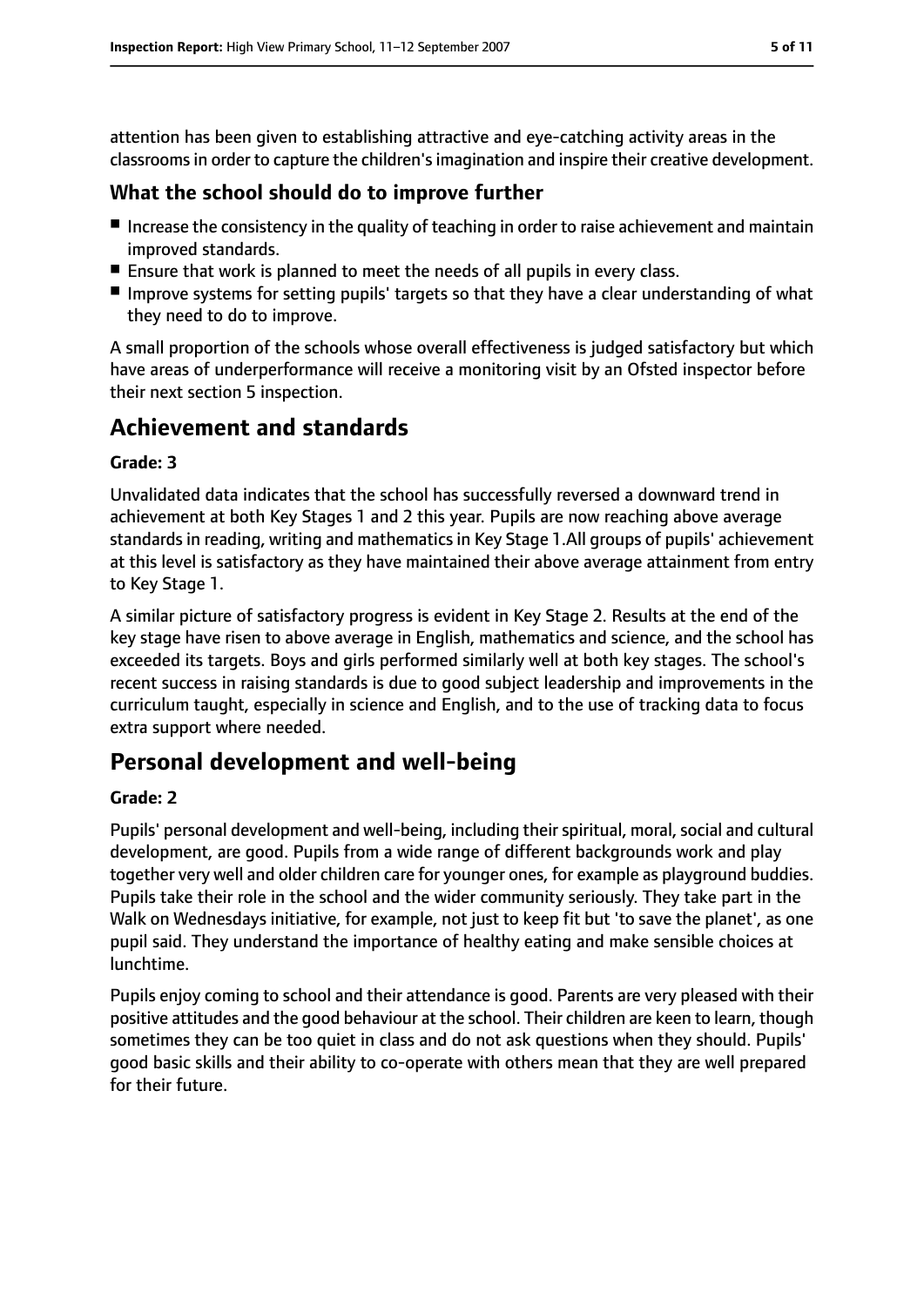attention has been given to establishing attractive and eye-catching activity areas in the classrooms in order to capture the children's imagination and inspire their creative development.

### What the school should do to improve further

- Increase the consistency in the quality of teaching in order to raise achievement and maintain improved standards.
- Ensure that work is planned to meet the needs of all pupils in every class.
- Improve systems for setting pupils' targets so that they have a clear understanding of what they need to do to improve.

A small proportion of the schools whose overall effectiveness is judged satisfactory but which have areas of underperformance will receive a monitoring visit by an Ofsted inspector before their next section 5 inspection.

## Achievement and standards

**Grade: 3**

Unvalidated data indicates that the school has successfully reversed a downward trend in achievement at both Key Stages 1 and 2 this year. Pupils are now reaching above average standards in reading, writing and mathematics in Key Stage 1.All groups of pupils' achievement at this level is satisfactory as they have maintained their above average attainment from entry to Key Stage 1.

A similar picture of satisfactory progress is evident in Key Stage 2. Results at the end of the key stage have risen to above average in English, mathematics and science, and the school has exceeded its targets. Boys and girls performed similarly well at both key stages. The school's recent success in raising standards is due to good subject leadership and improvements in the curriculum taught, especially in science and English, and to the use of tracking data to focus extra support where needed.

## Personal development and well-being

**Grade: 2**

Pupils' personal development and well-being, including their spiritual, moral, social and cultural development, are good. Pupils from a wide range of different backgrounds work and play together very well and older children care for younger ones, for example as playground buddies. Pupils take their role in the school and the wider community seriously. They take part in the Walk on Wednesdays initiative, for example, not just to keep fit but 'to save the planet', as one pupil said. They understand the importance of healthy eating and make sensible choices at lunchtime.

Pupils enjoy coming to school and their attendance is good. Parents are very pleased with their positive attitudes and the good behaviour at the school. Their children are keen to learn, though sometimes they can be too quiet in class and do not ask questions when they should. Pupils' good basic skills and their ability to co-operate with others mean that they are well prepared for their future.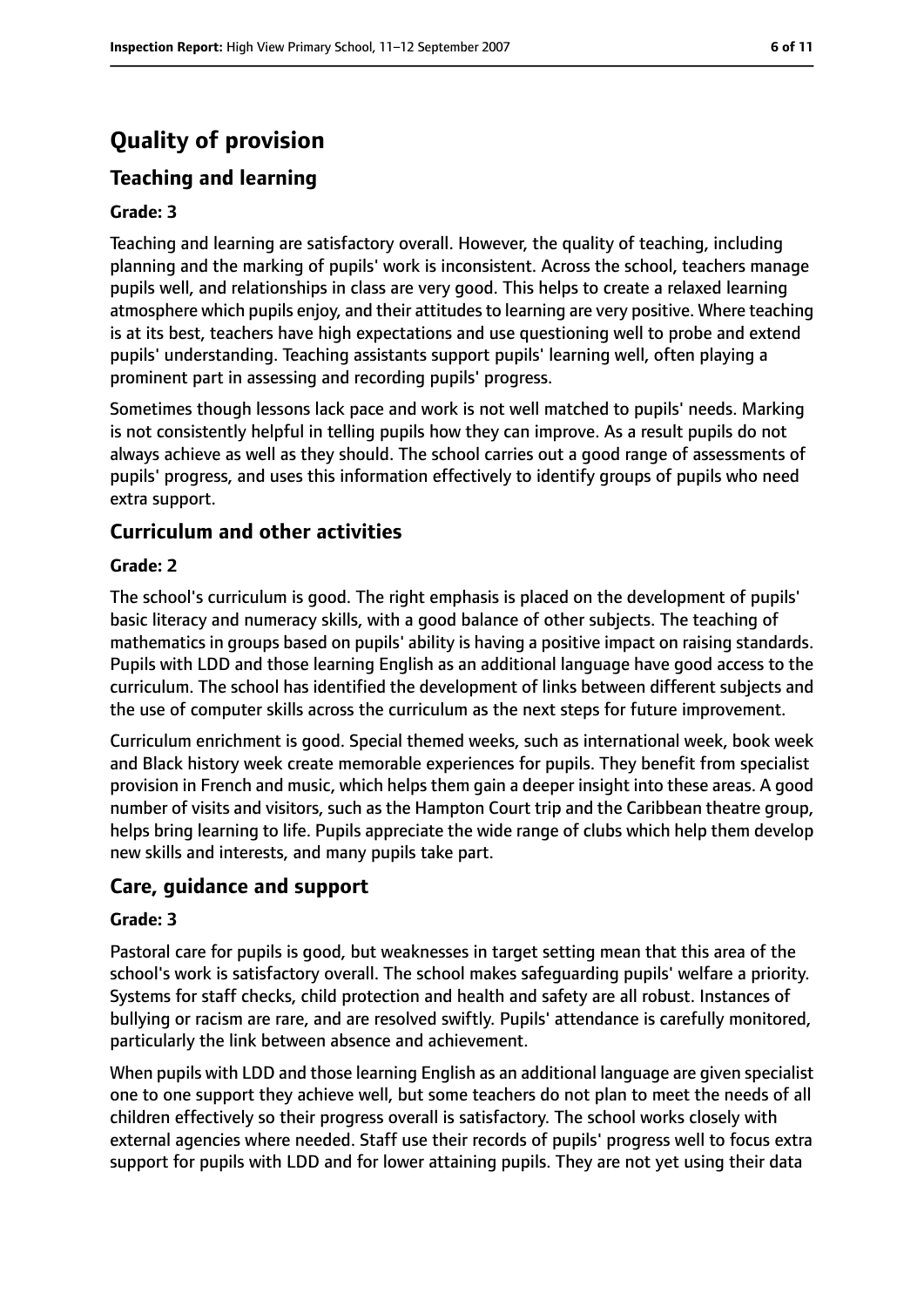# Quality of provision

## Teaching and learning

### Grade: 3

Teaching and learning are satisfactory overall. However, the quality of teaching, including planning and the marking of pupils' work is inconsistent. Across the school, teachers manage pupils well, and relationships in class are very good. This helps to create a relaxed learning atmosphere which pupils enjoy, and their attitudes to learning are very positive. Where teaching is at its best, teachers have high expectations and use questioning well to probe and extend pupils' understanding. Teaching assistants support pupils' learning well, often playing a prominent part in assessing and recording pupils' progress.

Sometimes though lessons lack pace and work is not well matched to pupils' needs. Marking is not consistently helpful in telling pupils how they can improve. As a result pupils do not always achieve as well as they should. The school carries out a good range of assessments of pupils' progress, and uses this information effectively to identify groups of pupils who need extra support.

## Curriculum and other activities

### Grade: 2

The school's curriculum is good. The right emphasis is placed on the development of pupils' basic literacy and numeracy skills, with a good balance of other subjects. The teaching of mathematics in groups based on pupils' ability is having a positive impact on raising standards. Pupils with LDD and those learning English as an additional language have good access to the curriculum. The school has identified the development of links between different subjects and the use of computer skills across the curriculum as the next steps for future improvement.

Curriculum enrichment is good. Special themed weeks, such as international week, book week and Black history week create memorable experiences for pupils. They benefit from specialist provision in French and music, which helps them gain a deeper insight into these areas. A good number of visits and visitors, such as the Hampton Court trip and the Caribbean theatre group, helps bring learning to life. Pupils appreciate the wide range of clubs which help them develop new skills and interests, and many pupils take part.

## Care, guidance and support

### Grade: 3

Pastoral care for pupils is good, but weaknesses in target setting mean that this area of the school's work is satisfactory overall. The school makes safeguarding pupils' welfare a priority. Systems for staff checks, child protection and health and safety are all robust. Instances of bullying or racism are rare, and are resolved swiftly. Pupils' attendance is carefully monitored, particularly the link between absence and achievement.

When pupils with LDD and those learning English as an additional language are given specialist one to one support they achieve well, but some teachers do not plan to meet the needs of all children effectively so their progress overall is satisfactory. The school works closely with external agencies where needed. Staff use their records of pupils' progress well to focus extra support for pupils with LDD and for lower attaining pupils. They are not yet using their data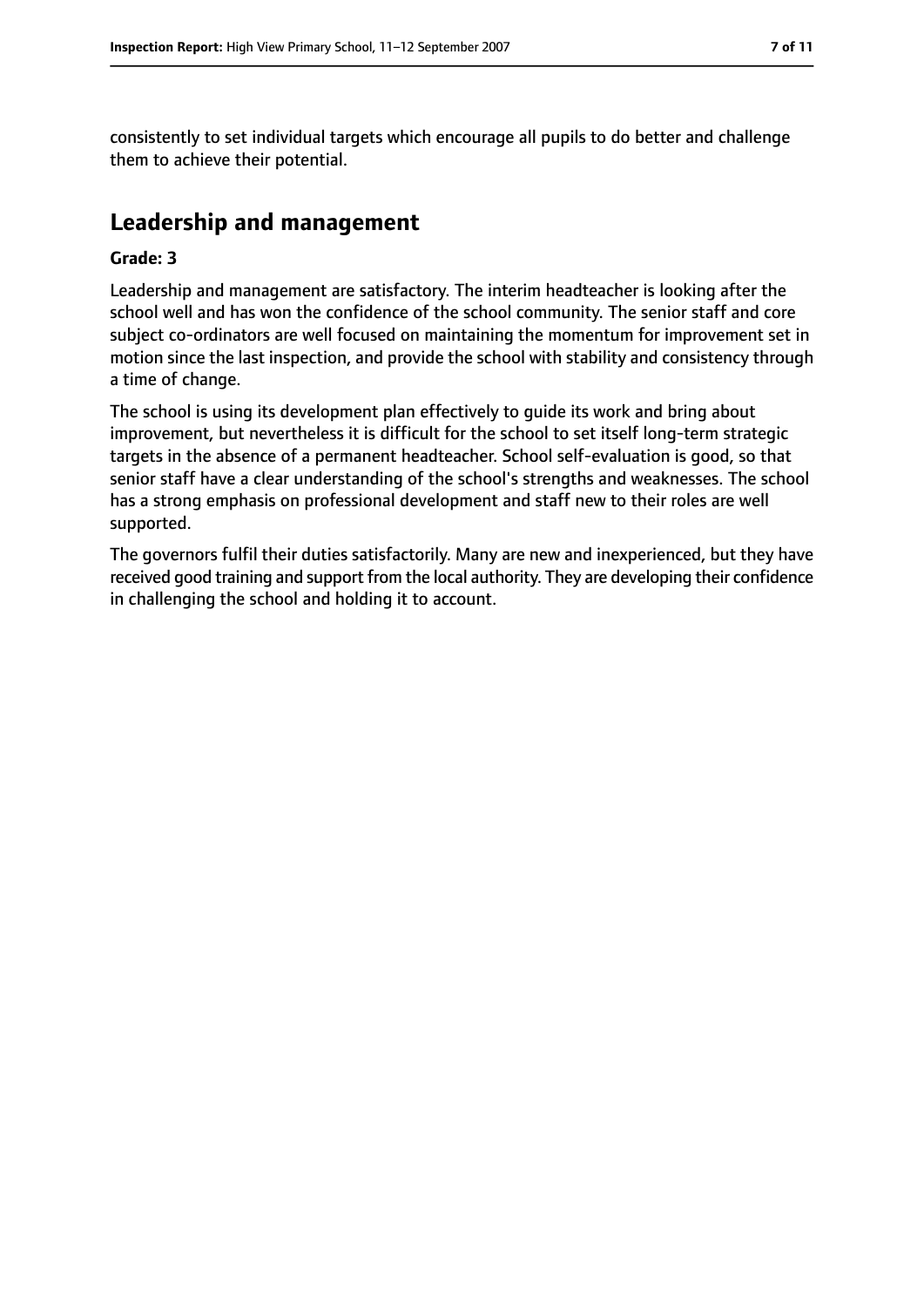consistently to set individual targets which encourage all pupils to do better and challenge them to achieve their potential.

## Leadership and management

**Grade: 3**

Leadership and management are satisfactory. The interim headteacher is looking after the school well and has won the confidence of the school community. The senior staff and core subject co-ordinators are well focused on maintaining the momentum for improvement set in motion since the last inspection, and provide the school with stability and consistency through a time of change.

The school is using its development plan effectively to guide its work and bring about improvement, but nevertheless it is difficult for the school to set itself long-term strategic targets in the absence of a permanent headteacher. School self-evaluation is good, so that senior staff have a clear understanding of the school's strengths and weaknesses. The school has a strong emphasis on professional development and staff new to their roles are well supported.

The governors fulfil their duties satisfactorily. Many are new and inexperienced, but they have received good training and support from the local authority. They are developing their confidence in challenging the school and holding it to account.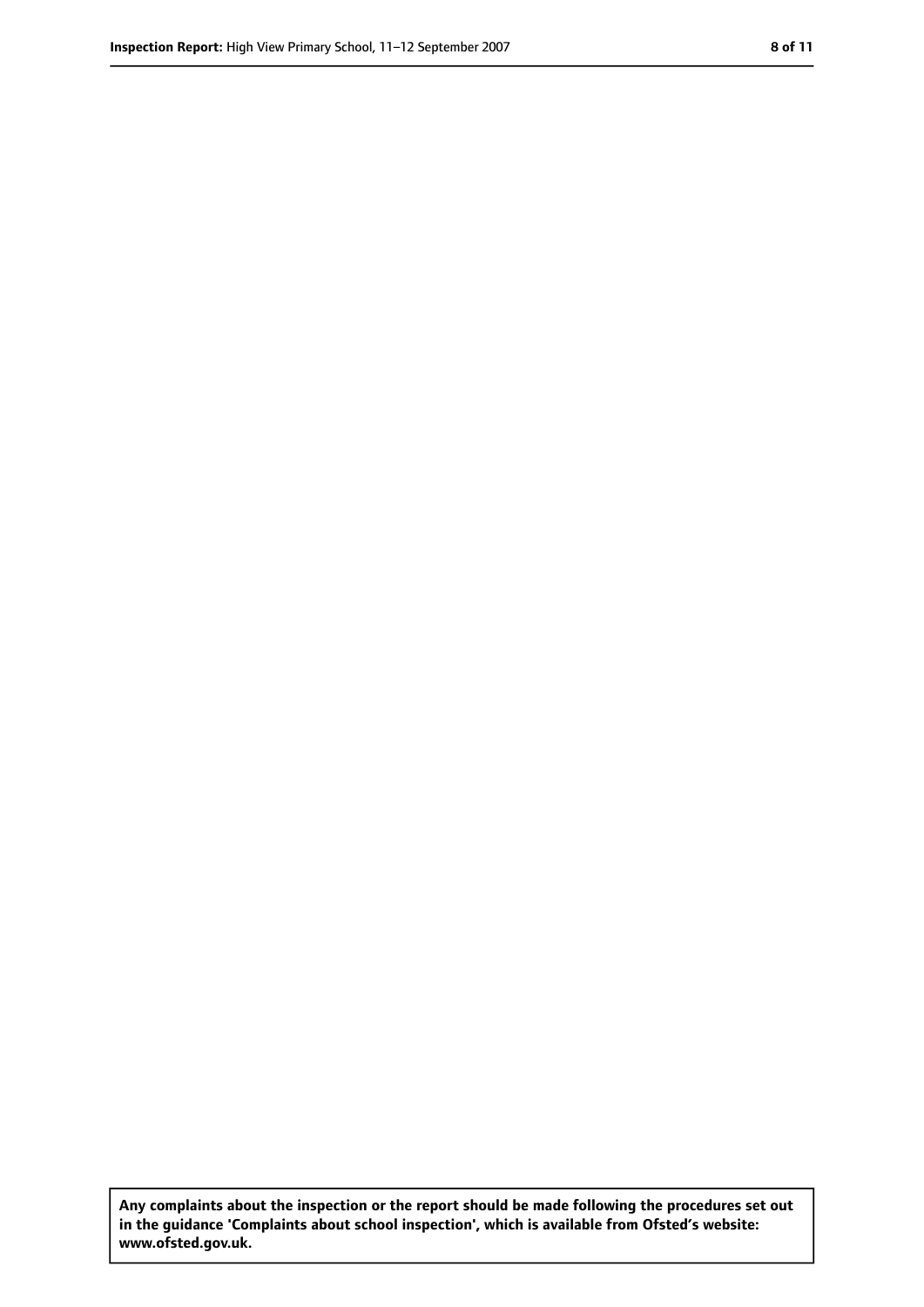**Any complaints about the inspection or the report should be made following the procedures set out in the guidance 'Complaints about school inspection', which is available from Ofsted's website: www.ofsted.gov.uk.**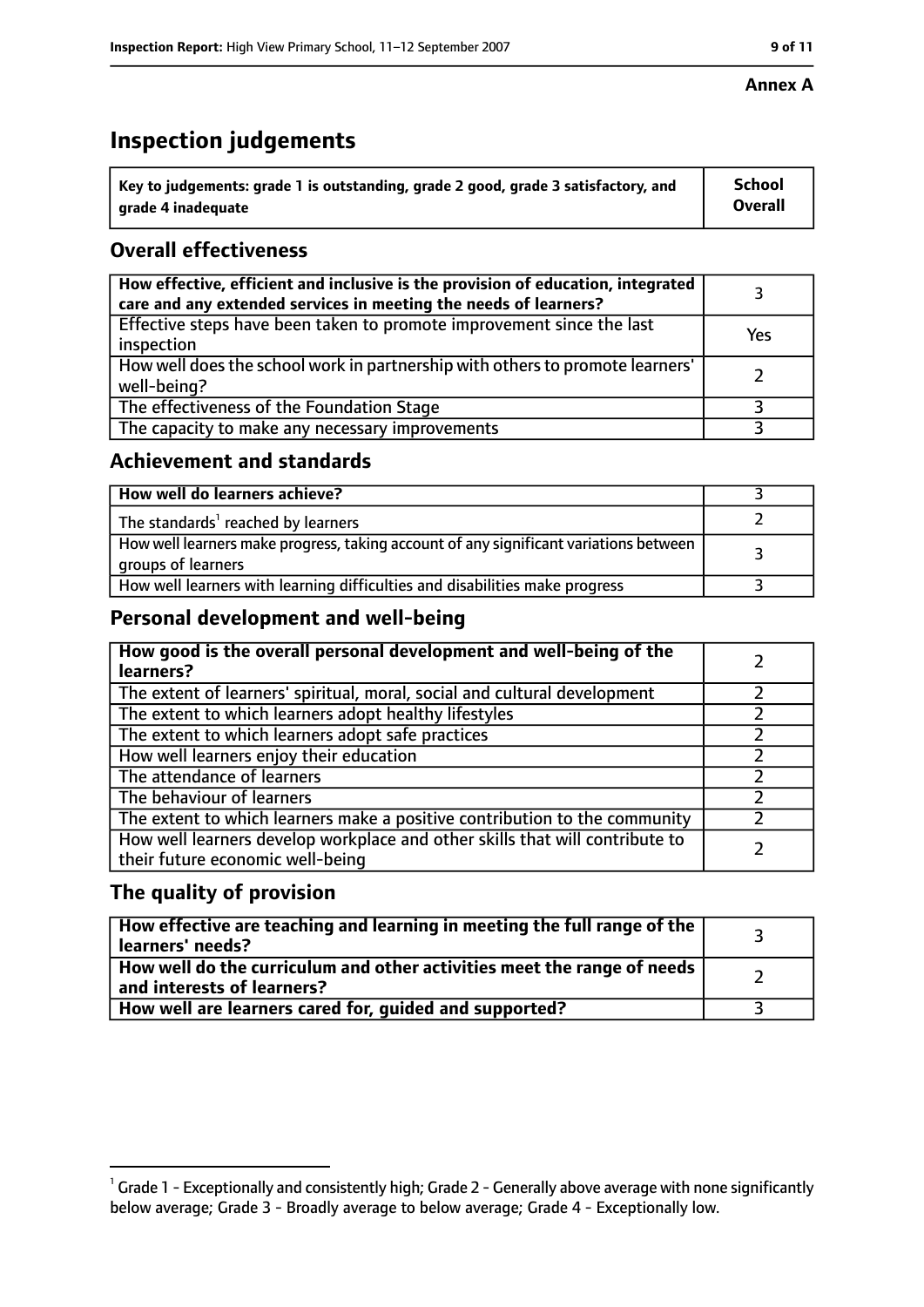**Annex A**

# Inspection judgements

| Key to judgements: grade 1 is outstanding, grade 2 good, grade 3 satisfactory, and grade 4 inadequate | School Overall |
|---|---|

## Overall effectiveness

| | |
|---|---|
| How effective, efficient and inclusive is the provision of education, integrated care and any extended services in meeting the needs of learners? | 3 |
| Effective steps have been taken to promote improvement since the last inspection | Yes |
| How well does the school work in partnership with others to promote learners' well-being? | 2 |
| The effectiveness of the Foundation Stage | 3 |
| The capacity to make any necessary improvements | 3 |

## Achievement and standards

| | |
|---|---|
| How well do learners achieve? | 3 |
| The standards[1] reached by learners | 2 |
| How well learners make progress, taking account of any significant variations between groups of learners | 3 |
| How well learners with learning difficulties and disabilities make progress | 3 |

## Personal development and well-being

| | |
|---|---|
| How good is the overall personal development and well-being of the learners? | 2 |
| The extent of learners' spiritual, moral, social and cultural development | 2 |
| The extent to which learners adopt healthy lifestyles | 2 |
| The extent to which learners adopt safe practices | 2 |
| How well learners enjoy their education | 2 |
| The attendance of learners | 2 |
| The behaviour of learners | 2 |
| The extent to which learners make a positive contribution to the community | 2 |
| How well learners develop workplace and other skills that will contribute to their future economic well-being | 2 |

## The quality of provision

| | |
|---|---|
| How effective are teaching and learning in meeting the full range of the learners' needs? | 3 |
| How well do the curriculum and other activities meet the range of needs and interests of learners? | 2 |
| How well are learners cared for, guided and supported? | 3 |

[1] Grade 1 - Exceptionally and consistently high; Grade 2 - Generally above average with none significantly below average; Grade 3 - Broadly average to below average; Grade 4 - Exceptionally low.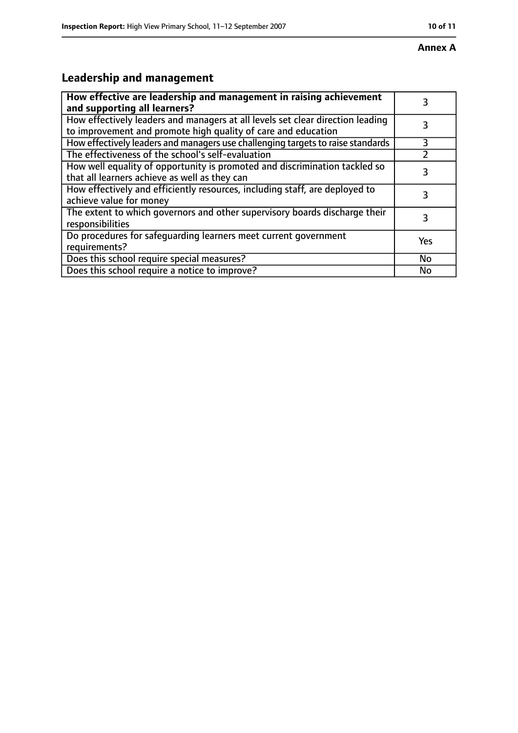**Annex A**

## Leadership and management

| **How effective are leadership and management in raising achievement and supporting all learners?** | 3 |
|---|---|
| How effectively leaders and managers at all levels set clear direction leading to improvement and promote high quality of care and education | 3 |
| How effectively leaders and managers use challenging targets to raise standards | 3 |
| The effectiveness of the school's self-evaluation | 2 |
| How well equality of opportunity is promoted and discrimination tackled so that all learners achieve as well as they can | 3 |
| How effectively and efficiently resources, including staff, are deployed to achieve value for money | 3 |
| The extent to which governors and other supervisory boards discharge their responsibilities | 3 |
| Do procedures for safeguarding learners meet current government requirements? | Yes |
| Does this school require special measures? | No |
| Does this school require a notice to improve? | No |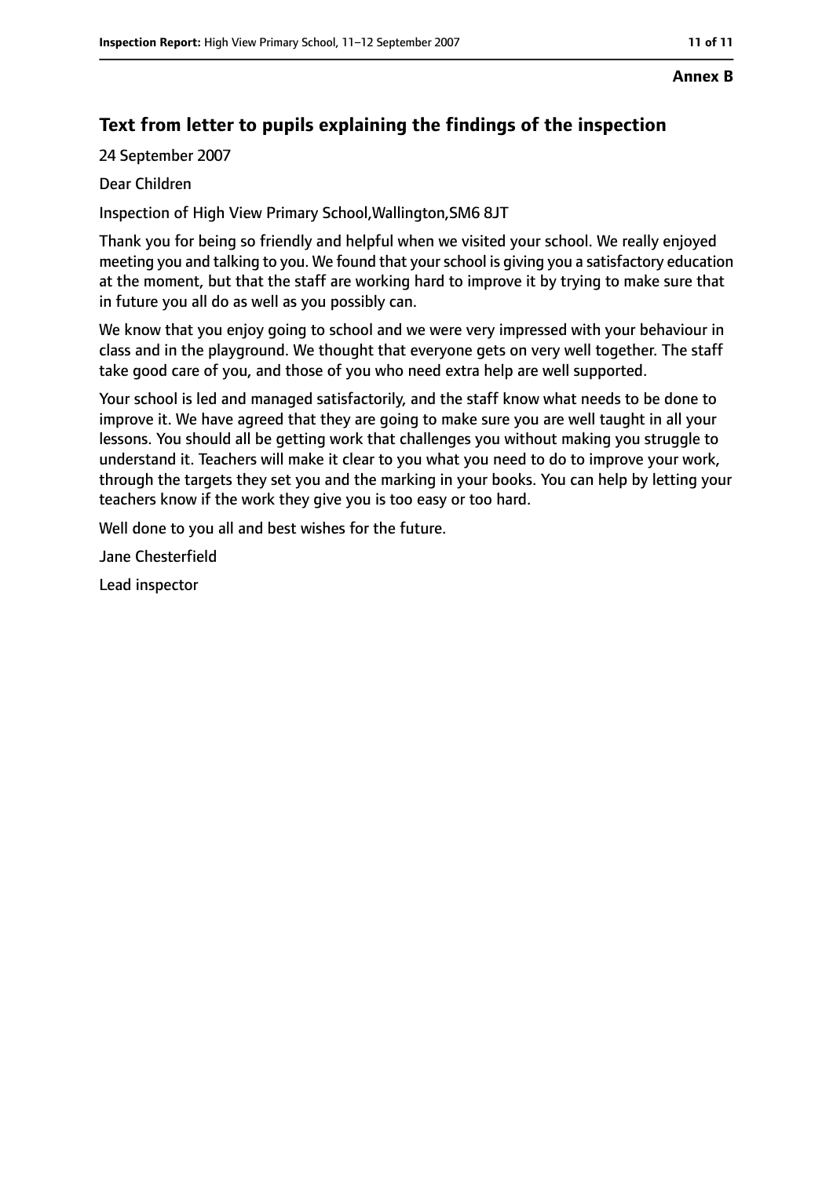**Annex B**

## Text from letter to pupils explaining the findings of the inspection

24 September 2007

Dear Children

Inspection of High View Primary School,Wallington,SM6 8JT

Thank you for being so friendly and helpful when we visited your school. We really enjoyed meeting you and talking to you. We found that your school is giving you a satisfactory education at the moment, but that the staff are working hard to improve it by trying to make sure that in future you all do as well as you possibly can.

We know that you enjoy going to school and we were very impressed with your behaviour in class and in the playground. We thought that everyone gets on very well together. The staff take good care of you, and those of you who need extra help are well supported.

Your school is led and managed satisfactorily, and the staff know what needs to be done to improve it. We have agreed that they are going to make sure you are well taught in all your lessons. You should all be getting work that challenges you without making you struggle to understand it. Teachers will make it clear to you what you need to do to improve your work, through the targets they set you and the marking in your books. You can help by letting your teachers know if the work they give you is too easy or too hard.

Well done to you all and best wishes for the future.

Jane Chesterfield

Lead inspector